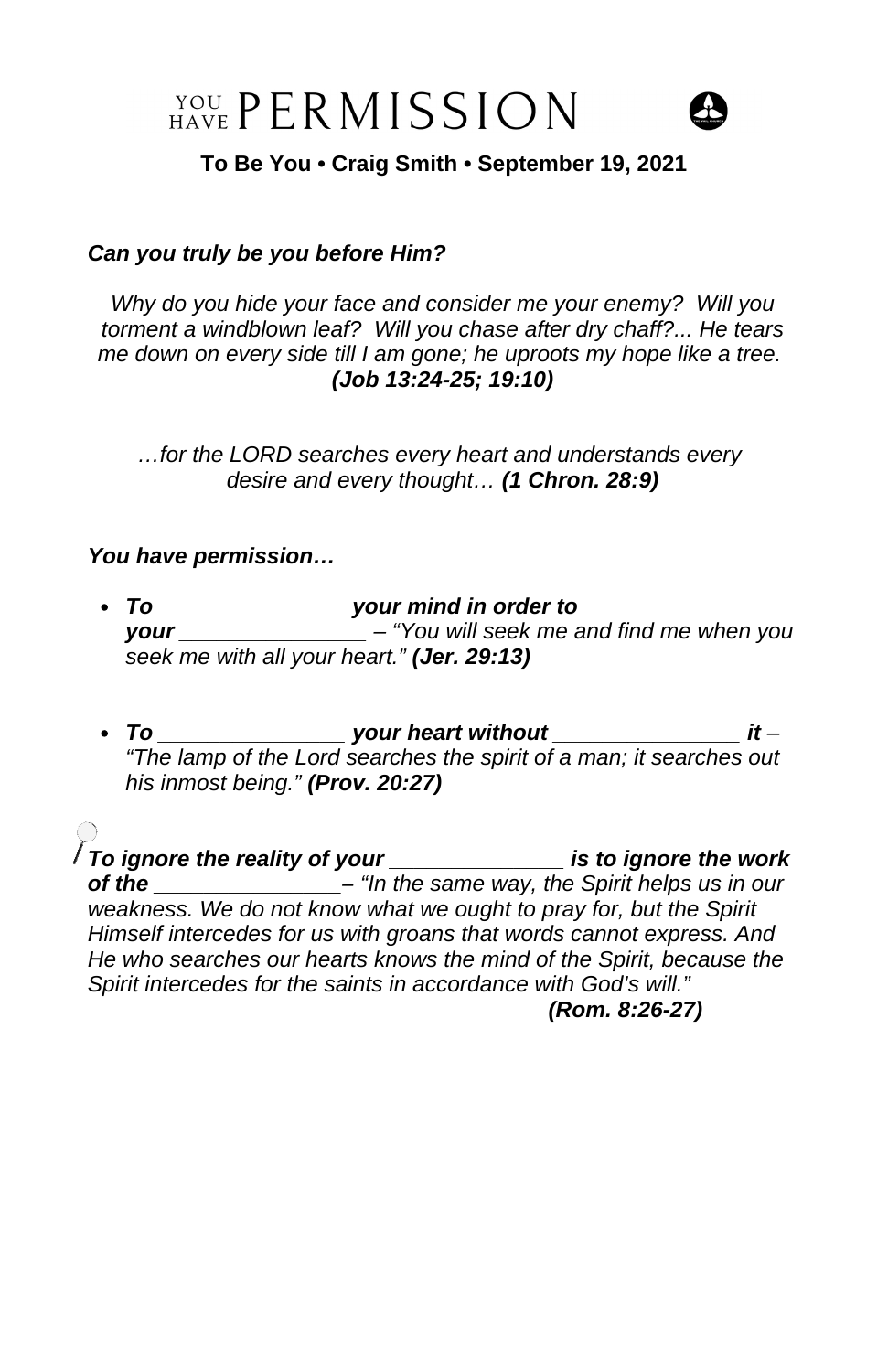# YOU HAVE PERMISSION

**To Be You • Craig Smith • September 19, 2021**

***Can you truly be you before Him?***

*Why do you hide your face and consider me your enemy? Will you torment a windblown leaf? Will you chase after dry chaff?... He tears me down on every side till I am gone; he uproots my hope like a tree.* ***(Job 13:24-25; 19:10)***

*…for the LORD searches every heart and understands every desire and every thought…* ***(1 Chron. 28:9)***

***You have permission…***

- ***To _______________ your mind in order to _______________ your _______________*** *– "You will seek me and find me when you seek me with all your heart."* ***(Jer. 29:13)***

- ***To _______________ your heart without _______________ it*** *– "The lamp of the Lord searches the spirit of a man; it searches out his inmost being."* ***(Prov. 20:27)***

***To ignore the reality of your ______________ is to ignore the work of the _______________*** ***–*** *"In the same way, the Spirit helps us in our weakness. We do not know what we ought to pray for, but the Spirit Himself intercedes for us with groans that words cannot express. And He who searches our hearts knows the mind of the Spirit, because the Spirit intercedes for the saints in accordance with God's will."* ***(Rom. 8:26-27)***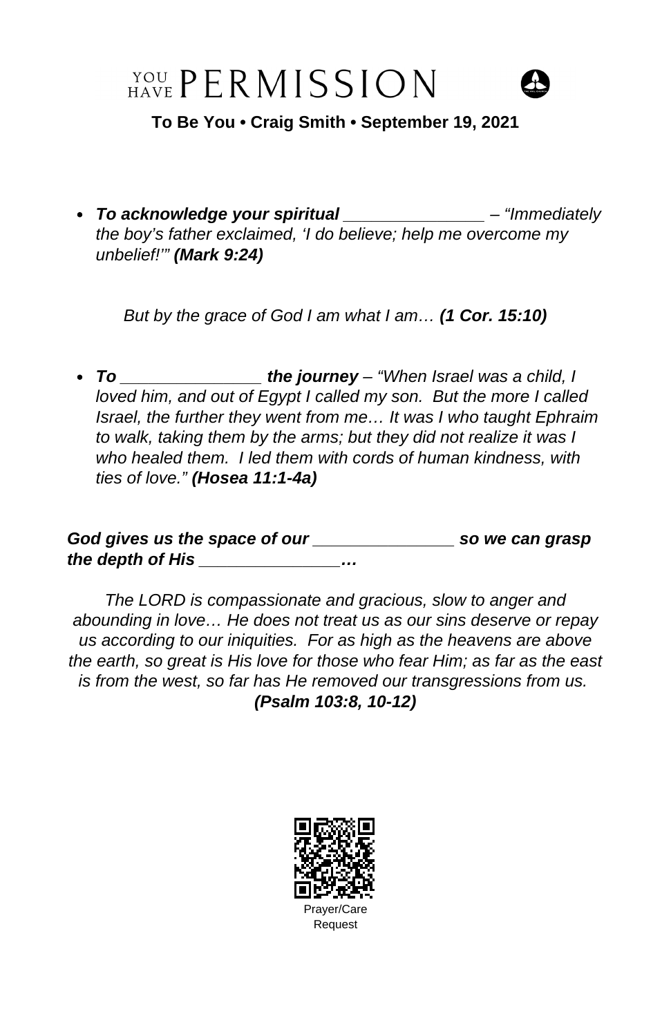# YOU HAVE PERMISSION

**To Be You • Craig Smith • September 19, 2021**

- ***To acknowledge your spiritual _______________*** *– "Immediately the boy's father exclaimed, 'I do believe; help me overcome my unbelief!'"* ***(Mark 9:24)***

*But by the grace of God I am what I am…* ***(1 Cor. 15:10)***

- ***To _______________ the journey*** *– "When Israel was a child, I loved him, and out of Egypt I called my son. But the more I called Israel, the further they went from me… It was I who taught Ephraim to walk, taking them by the arms; but they did not realize it was I who healed them. I led them with cords of human kindness, with ties of love."* ***(Hosea 11:1-4a)***

***God gives us the space of our _______________ so we can grasp the depth of His _______________…***

*The LORD is compassionate and gracious, slow to anger and abounding in love… He does not treat us as our sins deserve or repay us according to our iniquities. For as high as the heavens are above the earth, so great is His love for those who fear Him; as far as the east is from the west, so far has He removed our transgressions from us.*
***(Psalm 103:8, 10-12)***

Prayer/Care Request